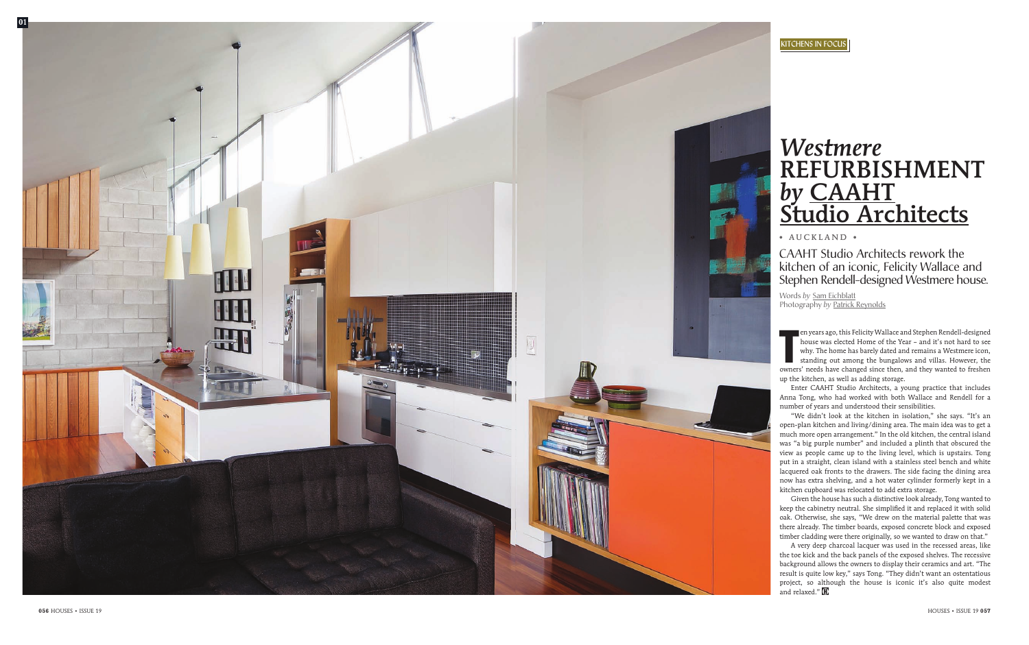KITCHENS IN FOCUS

# *Westmere* REFURBISHMENT *by* CAAHT Studio Architects

• AUCKLAND •

CAAHT Studio Architects rework the kitchen of an iconic, Felicity Wallace and Stephen Rendell-designed Westmere house.

Words *by* Sam Eichblatt
Photography *by* Patrick Reynolds

Ten years ago, this Felicity Wallace and Stephen Rendell-designed house was elected Home of the Year – and it's not hard to see why. The home has barely dated and remains a Westmere icon, standing out among the bungalows and villas. However, the owners' needs have changed since then, and they wanted to freshen up the kitchen, as well as adding storage.

Enter CAAHT Studio Architects, a young practice that includes Anna Tong, who had worked with both Wallace and Rendell for a number of years and understood their sensibilities.

"We didn't look at the kitchen in isolation," she says. "It's an open-plan kitchen and living/dining area. The main idea was to get a much more open arrangement." In the old kitchen, the central island was "a big purple number" and included a plinth that obscured the view as people came up to the living level, which is upstairs. Tong put in a straight, clean island with a stainless steel bench and white lacquered oak fronts to the drawers. The side facing the dining area now has extra shelving, and a hot water cylinder formerly kept in a kitchen cupboard was relocated to add extra storage.

Given the house has such a distinctive look already, Tong wanted to keep the cabinetry neutral. She simplified it and replaced it with solid oak. Otherwise, she says, "We drew on the material palette that was there already. The timber boards, exposed concrete block and exposed timber cladding were there originally, so we wanted to draw on that."

A very deep charcoal lacquer was used in the recessed areas, like the toe kick and the back panels of the exposed shelves. The recessive background allows the owners to display their ceramics and art. "The result is quite low key," says Tong. "They didn't want an ostentatious project, so although the house is iconic it's also quite modest and relaxed."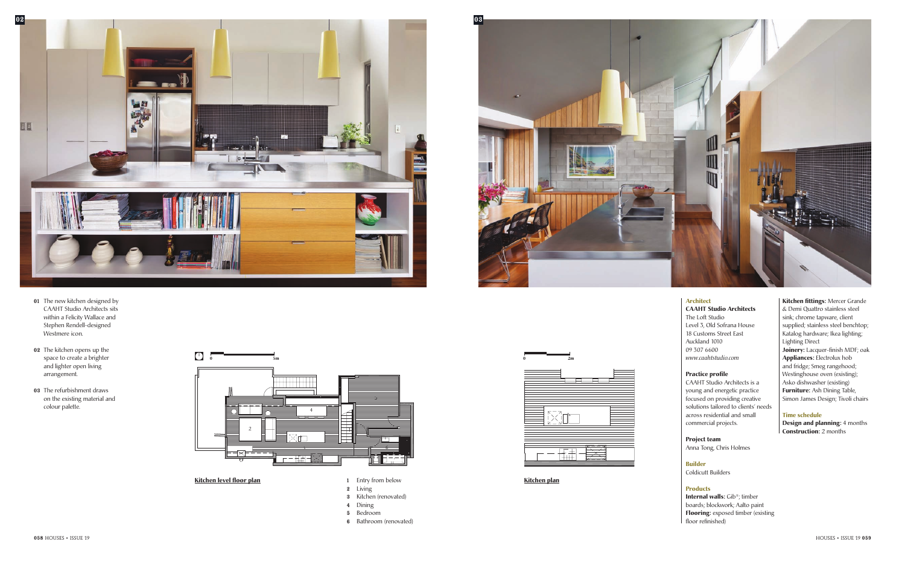01 The new kitchen designed by CAAHT Studio Architects sits within a Felicity Wallace and Stephen Rendell-designed Westmere icon.

02 The kitchen opens up the space to create a brighter and lighter open living arrangement.

03 The refurbishment draws on the existing material and colour palette.

0 5m

**Kitchen level floor plan**

1 Entry from below
2 Living
3 Kitchen (renovated)
4 Dining
5 Bedroom
6 Bathroom (renovated)

0 2m

**Kitchen plan**

### Architect

**CAAHT Studio Architects**
The Loft Studio
Level 3, Old Sofrana House
18 Customs Street East
Auckland 1010
09 307 6600
*www.caahtstudio.com*

**Practice profile**
CAAHT Studio Architects is a young and energetic practice focused on providing creative solutions tailored to clients' needs across residential and small commercial projects.

**Project team**
Anna Tong, Chris Holmes

### Builder

Coldicutt Builders

### Products

**Internal walls:** Gib®; timber boards; blockwork; Aalto paint
**Flooring:** exposed timber (existing floor refinished)
**Kitchen fittings:** Mercer Grande & Demi Quattro stainless steel sink; chrome tapware, client supplied; stainless steel benchtop; Katalog hardware; Ikea lighting; Lighting Direct
**Joinery:** Lacquer-finish MDF; oak
**Appliances:** Electrolux hob and fridge; Smeg rangehood; Westinghouse oven (existing); Asko dishwasher (existing)
**Furniture:** Ash Dining Table, Simon James Design; Tivoli chairs

### Time schedule

**Design and planning:** 4 months
**Construction:** 2 months